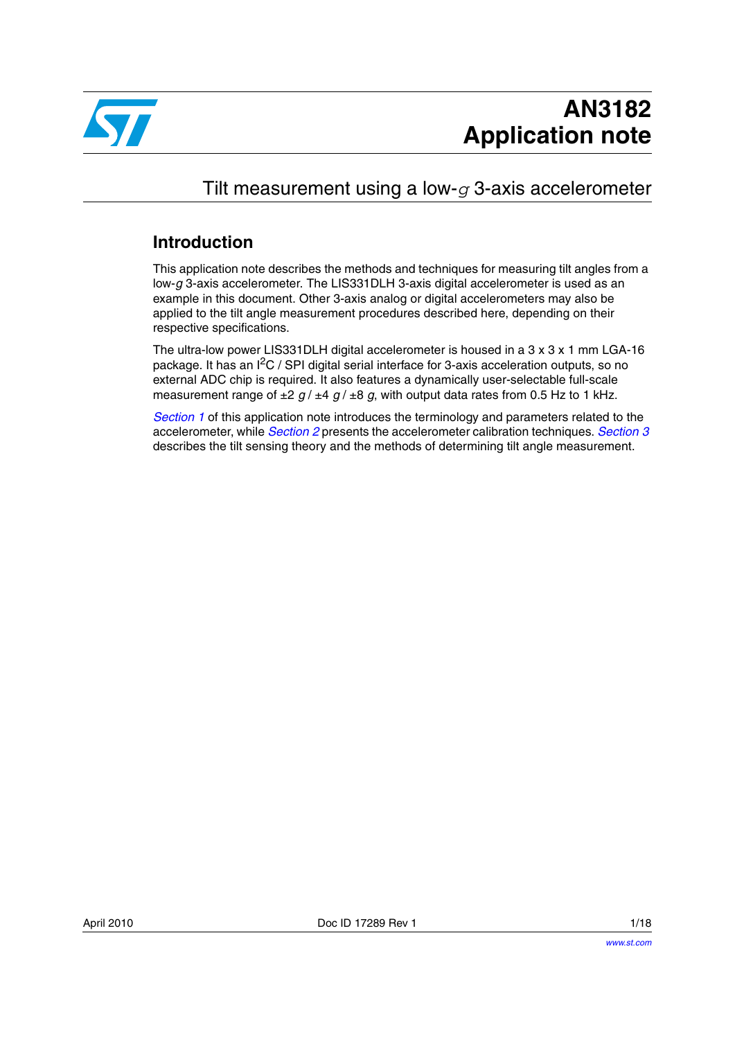# AN3182 Application note

## Tilt measurement using a low-*g* 3-axis accelerometer

### Introduction

This application note describes the methods and techniques for measuring tilt angles from a low-*g* 3-axis accelerometer. The LIS331DLH 3-axis digital accelerometer is used as an example in this document. Other 3-axis analog or digital accelerometers may also be applied to the tilt angle measurement procedures described here, depending on their respective specifications.

The ultra-low power LIS331DLH digital accelerometer is housed in a 3 x 3 x 1 mm LGA-16 package. It has an $I^2C$ / SPI digital serial interface for 3-axis acceleration outputs, so no external ADC chip is required. It also features a dynamically user-selectable full-scale measurement range of ±2 *g* / ±4 *g* / ±8 *g*, with output data rates from 0.5 Hz to 1 kHz.

*Section 1* of this application note introduces the terminology and parameters related to the accelerometer, while *Section 2* presents the accelerometer calibration techniques. *Section 3* describes the tilt sensing theory and the methods of determining tilt angle measurement.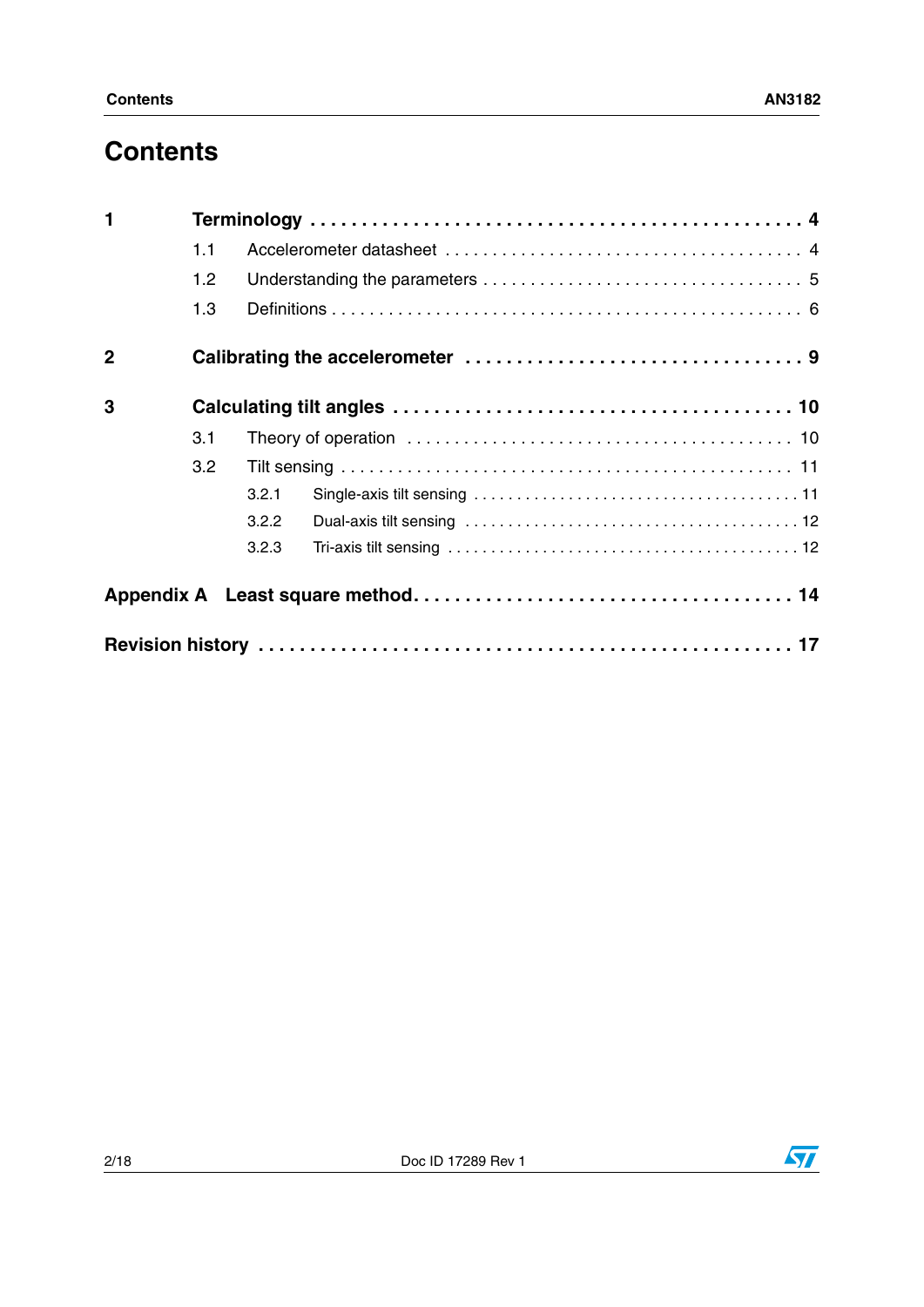# Contents

**1 Terminology** . . . . . . . . . . . . . . . . . . . . . . . . . . . . . . . . . . . . . . . . . . . . . . **4**

- 1.1 Accelerometer datasheet . . . . . . . . . . . . . . . . . . . . . . . . . . . . . . . . . . . . 4
- 1.2 Understanding the parameters . . . . . . . . . . . . . . . . . . . . . . . . . . . . . . . . 5
- 1.3 Definitions . . . . . . . . . . . . . . . . . . . . . . . . . . . . . . . . . . . . . . . . . . . . . . . 6

**2 Calibrating the accelerometer** . . . . . . . . . . . . . . . . . . . . . . . . . . . . . . . **9**

**3 Calculating tilt angles** . . . . . . . . . . . . . . . . . . . . . . . . . . . . . . . . . . . . . **10**

- 3.1 Theory of operation . . . . . . . . . . . . . . . . . . . . . . . . . . . . . . . . . . . . . . . 10
- 3.2 Tilt sensing . . . . . . . . . . . . . . . . . . . . . . . . . . . . . . . . . . . . . . . . . . . . . . 11
  - 3.2.1 Single-axis tilt sensing . . . . . . . . . . . . . . . . . . . . . . . . . . . . . . . . . . . 11
  - 3.2.2 Dual-axis tilt sensing . . . . . . . . . . . . . . . . . . . . . . . . . . . . . . . . . . . . 12
  - 3.2.3 Tri-axis tilt sensing . . . . . . . . . . . . . . . . . . . . . . . . . . . . . . . . . . . . . 12

**Appendix A Least square method** . . . . . . . . . . . . . . . . . . . . . . . . . . . . . . . . . **14**

**Revision history** . . . . . . . . . . . . . . . . . . . . . . . . . . . . . . . . . . . . . . . . . . . . . . **17**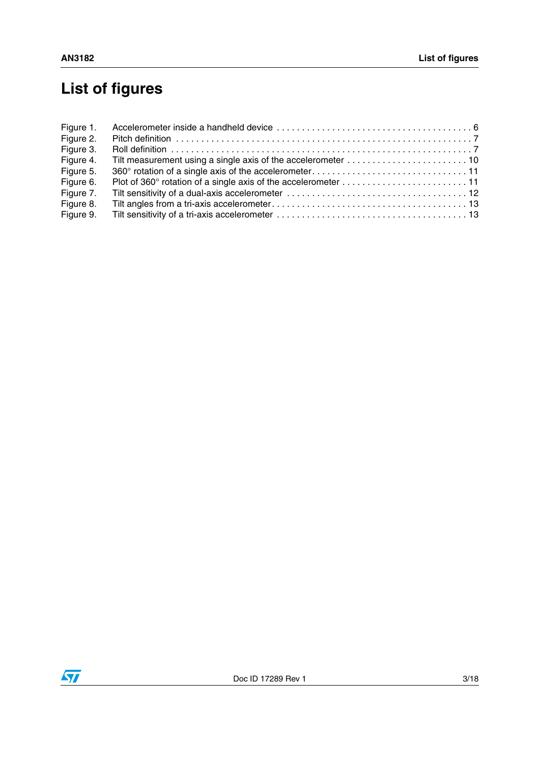# List of figures

Figure 1. Accelerometer inside a handheld device . . . . . . . . . . . . . . . . . . . . . . . . . . . . . . . . . . . . . . 6
Figure 2. Pitch definition . . . . . . . . . . . . . . . . . . . . . . . . . . . . . . . . . . . . . . . . . . . . . . . . . . . . . . . . 7
Figure 3. Roll definition . . . . . . . . . . . . . . . . . . . . . . . . . . . . . . . . . . . . . . . . . . . . . . . . . . . . . . . . . 7
Figure 4. Tilt measurement using a single axis of the accelerometer . . . . . . . . . . . . . . . . . . . . . . . . 10
Figure 5. 360° rotation of a single axis of the accelerometer. . . . . . . . . . . . . . . . . . . . . . . . . . . . . . . 11
Figure 6. Plot of 360° rotation of a single axis of the accelerometer . . . . . . . . . . . . . . . . . . . . . . . . . 11
Figure 7. Tilt sensitivity of a dual-axis accelerometer . . . . . . . . . . . . . . . . . . . . . . . . . . . . . . . . . . . 12
Figure 8. Tilt angles from a tri-axis accelerometer. . . . . . . . . . . . . . . . . . . . . . . . . . . . . . . . . . . . . . 13
Figure 9. Tilt sensitivity of a tri-axis accelerometer . . . . . . . . . . . . . . . . . . . . . . . . . . . . . . . . . . . . . 13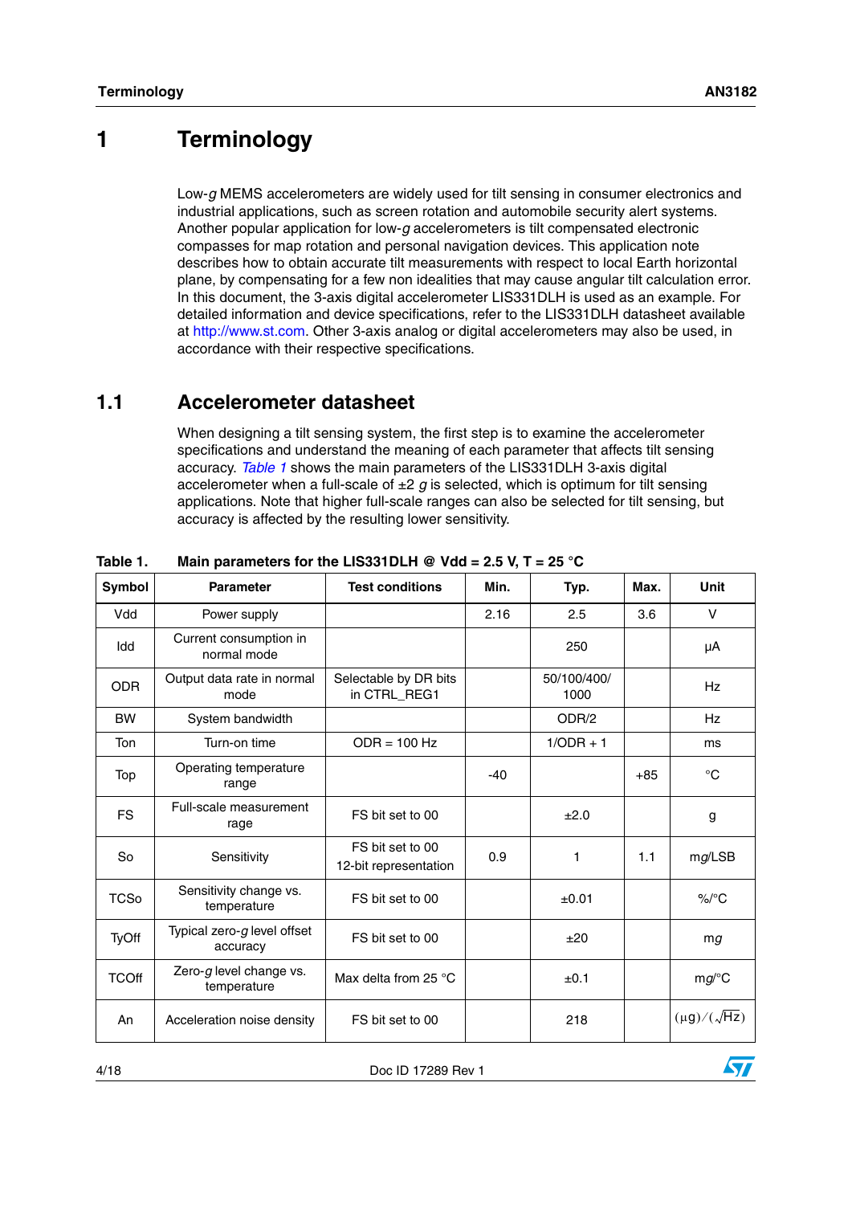# 1 Terminology

Low-*g* MEMS accelerometers are widely used for tilt sensing in consumer electronics and industrial applications, such as screen rotation and automobile security alert systems. Another popular application for low-*g* accelerometers is tilt compensated electronic compasses for map rotation and personal navigation devices. This application note describes how to obtain accurate tilt measurements with respect to local Earth horizontal plane, by compensating for a few non idealities that may cause angular tilt calculation error. In this document, the 3-axis digital accelerometer LIS331DLH is used as an example. For detailed information and device specifications, refer to the LIS331DLH datasheet available at http://www.st.com. Other 3-axis analog or digital accelerometers may also be used, in accordance with their respective specifications.

## 1.1 Accelerometer datasheet

When designing a tilt sensing system, the first step is to examine the accelerometer specifications and understand the meaning of each parameter that affects tilt sensing accuracy. *Table 1* shows the main parameters of the LIS331DLH 3-axis digital accelerometer when a full-scale of ±2 *g* is selected, which is optimum for tilt sensing applications. Note that higher full-scale ranges can also be selected for tilt sensing, but accuracy is affected by the resulting lower sensitivity.

**Table 1. Main parameters for the LIS331DLH @ Vdd = 2.5 V, T = 25 °C**

| Symbol | Parameter | Test conditions | Min. | Typ. | Max. | Unit |
|---|---|---|---|---|---|---|
| Vdd | Power supply | | 2.16 | 2.5 | 3.6 | V |
| Idd | Current consumption in normal mode | | | 250 | | µA |
| ODR | Output data rate in normal mode | Selectable by DR bits in CTRL_REG1 | | 50/100/400/ 1000 | | Hz |
| BW | System bandwidth | | | ODR/2 | | Hz |
| Ton | Turn-on time | ODR = 100 Hz | | 1/ODR + 1 | | ms |
| Top | Operating temperature range | | -40 | | +85 | °C |
| FS | Full-scale measurement rage | FS bit set to 00 | | ±2.0 | | g |
| So | Sensitivity | FS bit set to 00 12-bit representation | 0.9 | 1 | 1.1 | m*g*/LSB |
| TCSo | Sensitivity change vs. temperature | FS bit set to 00 | | ±0.01 | | %/°C |
| TyOff | Typical zero-*g* level offset accuracy | FS bit set to 00 | | ±20 | | m*g* |
| TCOff | Zero-*g* level change vs. temperature | Max delta from 25 °C | | ±0.1 | | m*g*/°C |
| An | Acceleration noise density | FS bit set to 00 | | 218 | | $(\mu g)/(\sqrt{Hz})$ |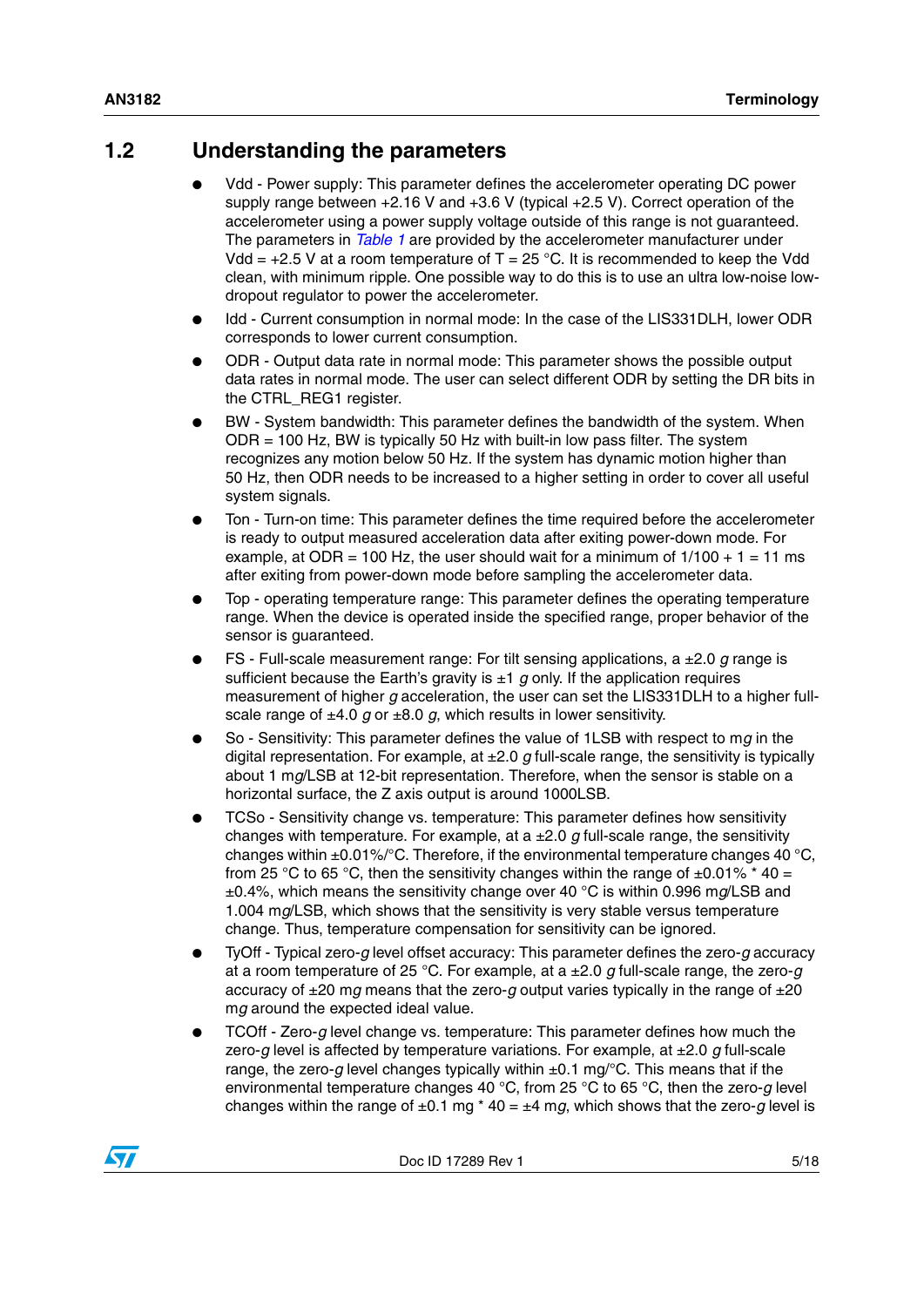## 1.2 Understanding the parameters

- Vdd - Power supply: This parameter defines the accelerometer operating DC power supply range between +2.16 V and +3.6 V (typical +2.5 V). Correct operation of the accelerometer using a power supply voltage outside of this range is not guaranteed. The parameters in *Table 1* are provided by the accelerometer manufacturer under Vdd = +2.5 V at a room temperature of T = 25 °C. It is recommended to keep the Vdd clean, with minimum ripple. One possible way to do this is to use an ultra low-noise low-dropout regulator to power the accelerometer.
- Idd - Current consumption in normal mode: In the case of the LIS331DLH, lower ODR corresponds to lower current consumption.
- ODR - Output data rate in normal mode: This parameter shows the possible output data rates in normal mode. The user can select different ODR by setting the DR bits in the CTRL_REG1 register.
- BW - System bandwidth: This parameter defines the bandwidth of the system. When ODR = 100 Hz, BW is typically 50 Hz with built-in low pass filter. The system recognizes any motion below 50 Hz. If the system has dynamic motion higher than 50 Hz, then ODR needs to be increased to a higher setting in order to cover all useful system signals.
- Ton - Turn-on time: This parameter defines the time required before the accelerometer is ready to output measured acceleration data after exiting power-down mode. For example, at ODR = 100 Hz, the user should wait for a minimum of 1/100 + 1 = 11 ms after exiting from power-down mode before sampling the accelerometer data.
- Top - operating temperature range: This parameter defines the operating temperature range. When the device is operated inside the specified range, proper behavior of the sensor is guaranteed.
- FS - Full-scale measurement range: For tilt sensing applications, a ±2.0 *g* range is sufficient because the Earth's gravity is ±1 *g* only. If the application requires measurement of higher *g* acceleration, the user can set the LIS331DLH to a higher full-scale range of ±4.0 *g* or ±8.0 *g*, which results in lower sensitivity.
- So - Sensitivity: This parameter defines the value of 1LSB with respect to m*g* in the digital representation. For example, at ±2.0 *g* full-scale range, the sensitivity is typically about 1 m*g*/LSB at 12-bit representation. Therefore, when the sensor is stable on a horizontal surface, the Z axis output is around 1000LSB.
- TCSo - Sensitivity change vs. temperature: This parameter defines how sensitivity changes with temperature. For example, at a ±2.0 *g* full-scale range, the sensitivity changes within ±0.01%/°C. Therefore, if the environmental temperature changes 40 °C, from 25 °C to 65 °C, then the sensitivity changes within the range of ±0.01% * 40 = ±0.4%, which means the sensitivity change over 40 °C is within 0.996 m*g*/LSB and 1.004 m*g*/LSB, which shows that the sensitivity is very stable versus temperature change. Thus, temperature compensation for sensitivity can be ignored.
- TyOff - Typical zero-*g* level offset accuracy: This parameter defines the zero-*g* accuracy at a room temperature of 25 °C. For example, at a ±2.0 *g* full-scale range, the zero-*g* accuracy of ±20 m*g* means that the zero-*g* output varies typically in the range of ±20 m*g* around the expected ideal value.
- TCOff - Zero-*g* level change vs. temperature: This parameter defines how much the zero-*g* level is affected by temperature variations. For example, at ±2.0 *g* full-scale range, the zero-*g* level changes typically within ±0.1 mg/°C. This means that if the environmental temperature changes 40 °C, from 25 °C to 65 °C, then the zero-*g* level changes within the range of ±0.1 mg * 40 = ±4 m*g*, which shows that the zero-*g* level is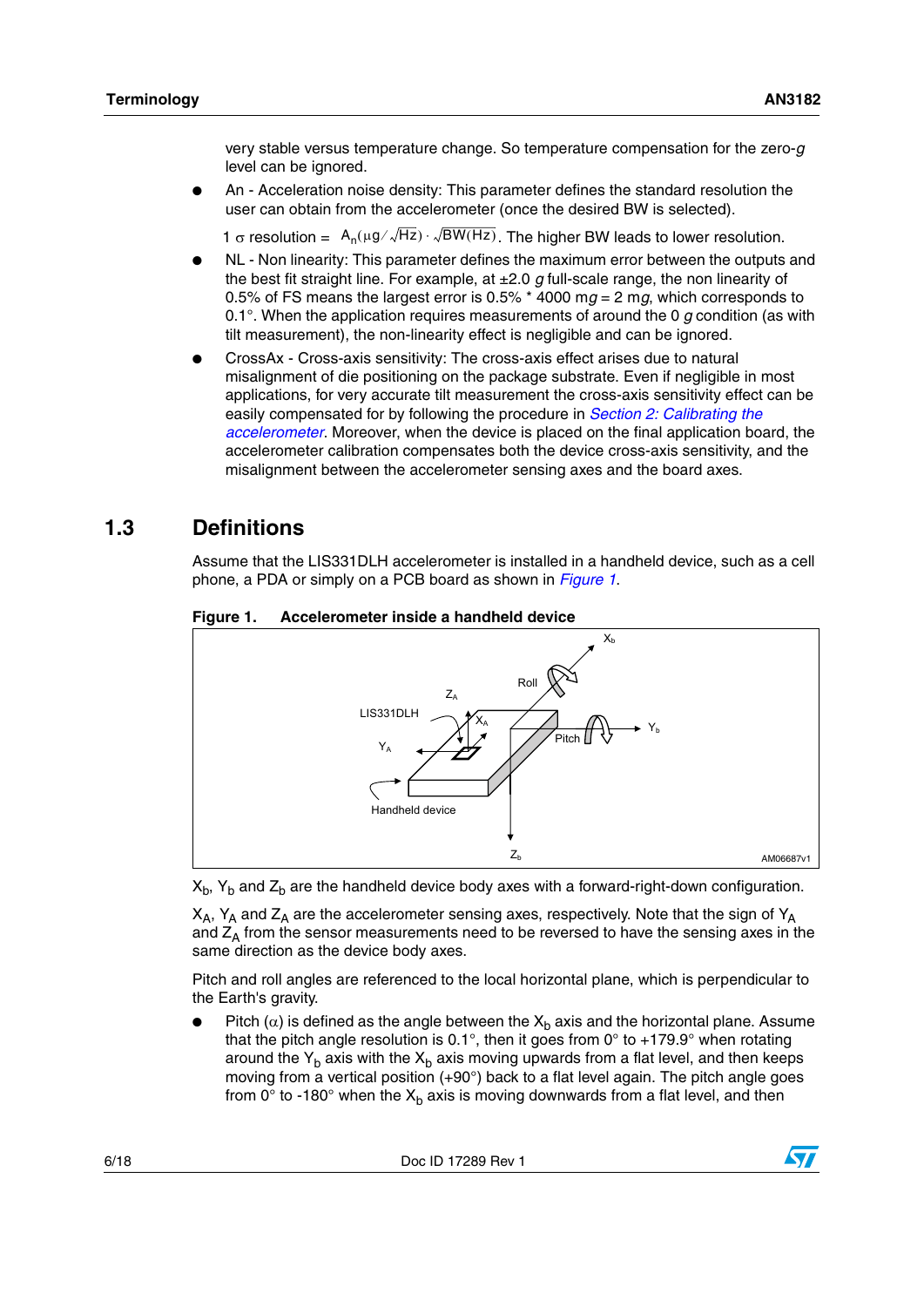very stable versus temperature change. So temperature compensation for the zero-*g* level can be ignored.

- An - Acceleration noise density: This parameter defines the standard resolution the user can obtain from the accelerometer (once the desired BW is selected).

  $1\ \sigma$ resolution = $A_n(\mu g/\sqrt{Hz}) \cdot \sqrt{BW(Hz)}$. The higher BW leads to lower resolution.

- NL - Non linearity: This parameter defines the maximum error between the outputs and the best fit straight line. For example, at ±2.0 *g* full-scale range, the non linearity of 0.5% of FS means the largest error is 0.5% * 4000 m*g* = 2 m*g*, which corresponds to 0.1°. When the application requires measurements of around the 0 *g* condition (as with tilt measurement), the non-linearity effect is negligible and can be ignored.
- CrossAx - Cross-axis sensitivity: The cross-axis effect arises due to natural misalignment of die positioning on the package substrate. Even if negligible in most applications, for very accurate tilt measurement the cross-axis sensitivity effect can be easily compensated for by following the procedure in *Section 2: Calibrating the accelerometer*. Moreover, when the device is placed on the final application board, the accelerometer calibration compensates both the device cross-axis sensitivity, and the misalignment between the accelerometer sensing axes and the board axes.

## 1.3 Definitions

Assume that the LIS331DLH accelerometer is installed in a handheld device, such as a cell phone, a PDA or simply on a PCB board as shown in *Figure 1*.

**Figure 1. Accelerometer inside a handheld device**

$X_b$, $Y_b$ and $Z_b$ are the handheld device body axes with a forward-right-down configuration.

$X_A$, $Y_A$ and $Z_A$ are the accelerometer sensing axes, respectively. Note that the sign of $Y_A$ and $Z_A$ from the sensor measurements need to be reversed to have the sensing axes in the same direction as the device body axes.

Pitch and roll angles are referenced to the local horizontal plane, which is perpendicular to the Earth's gravity.

- Pitch ($\alpha$) is defined as the angle between the $X_b$ axis and the horizontal plane. Assume that the pitch angle resolution is 0.1°, then it goes from 0° to +179.9° when rotating around the $Y_b$ axis with the $X_b$ axis moving upwards from a flat level, and then keeps moving from a vertical position (+90°) back to a flat level again. The pitch angle goes from 0° to -180° when the $X_b$ axis is moving downwards from a flat level, and then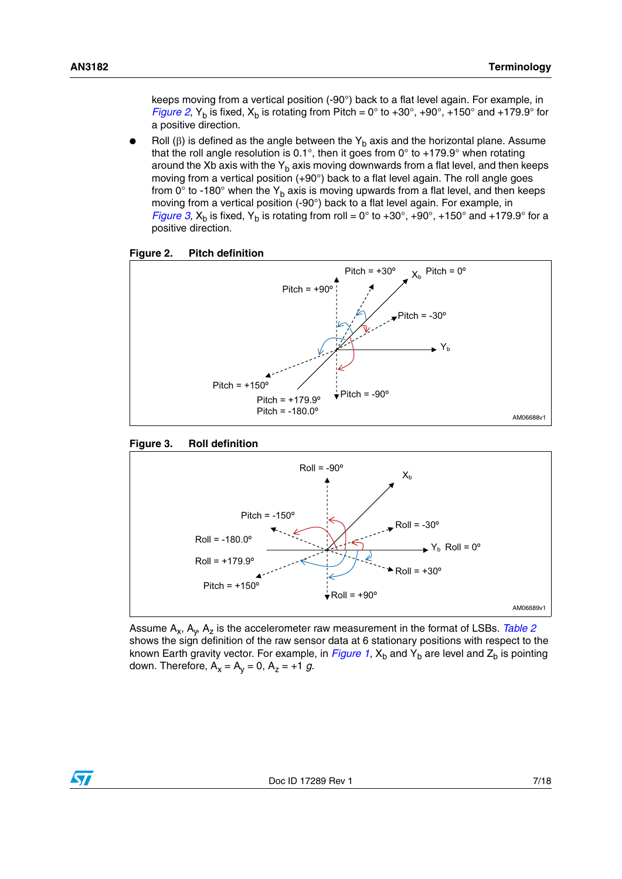keeps moving from a vertical position (-90°) back to a flat level again. For example, in *Figure 2*, $Y_b$ is fixed, $X_b$ is rotating from Pitch = 0° to +30°, +90°, +150° and +179.9° for a positive direction.

- Roll (β) is defined as the angle between the $Y_b$ axis and the horizontal plane. Assume that the roll angle resolution is 0.1°, then it goes from 0° to +179.9° when rotating around the Xb axis with the $Y_b$ axis moving downwards from a flat level, and then keeps moving from a vertical position (+90°) back to a flat level again. The roll angle goes from 0° to -180° when the $Y_b$ axis is moving upwards from a flat level, and then keeps moving from a vertical position (-90°) back to a flat level again. For example, in *Figure 3*, $X_b$ is fixed, $Y_b$ is rotating from roll = 0° to +30°, +90°, +150° and +179.9° for a positive direction.

**Figure 2. Pitch definition**

Pitch = +30° $X_b$ Pitch = 0° Pitch = +90° Pitch = -30° $Y_b$ Pitch = +150° Pitch = -90° Pitch = +179.9° Pitch = -180.0°

AM06688v1

**Figure 3. Roll definition**

Roll = -90° $X_b$ Pitch = -150° Roll = -30° Roll = -180.0° $Y_b$ Roll = 0° Roll = +179.9° Roll = +30° Pitch = +150° Roll = +90°

AM06689v1

Assume $A_x$, $A_y$, $A_z$ is the accelerometer raw measurement in the format of LSBs. *Table 2* shows the sign definition of the raw sensor data at 6 stationary positions with respect to the known Earth gravity vector. For example, in *Figure 1*, $X_b$ and $Y_b$ are level and $Z_b$ is pointing down. Therefore, $A_x = A_y = 0$, $A_z = +1$ *g*.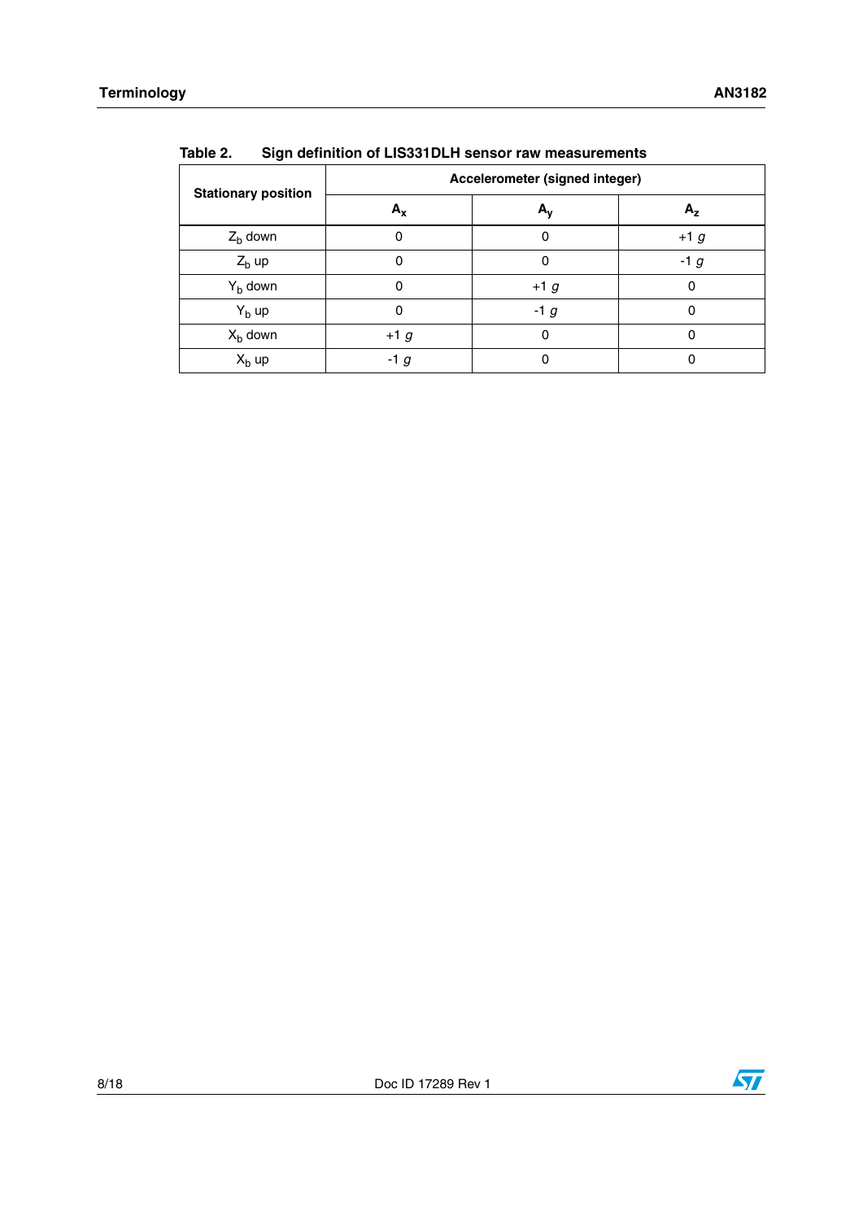Table 2. Sign definition of LIS331DLH sensor raw measurements

| Stationary position | Accelerometer (signed integer) | | |
|---|---|---|---|
| | $A_x$ | $A_y$ | $A_z$ |
| $Z_b$ down | 0 | 0 | +1 *g* |
| $Z_b$ up | 0 | 0 | -1 *g* |
| $Y_b$ down | 0 | +1 *g* | 0 |
| $Y_b$ up | 0 | -1 *g* | 0 |
| $X_b$ down | +1 *g* | 0 | 0 |
| $X_b$ up | -1 *g* | 0 | 0 |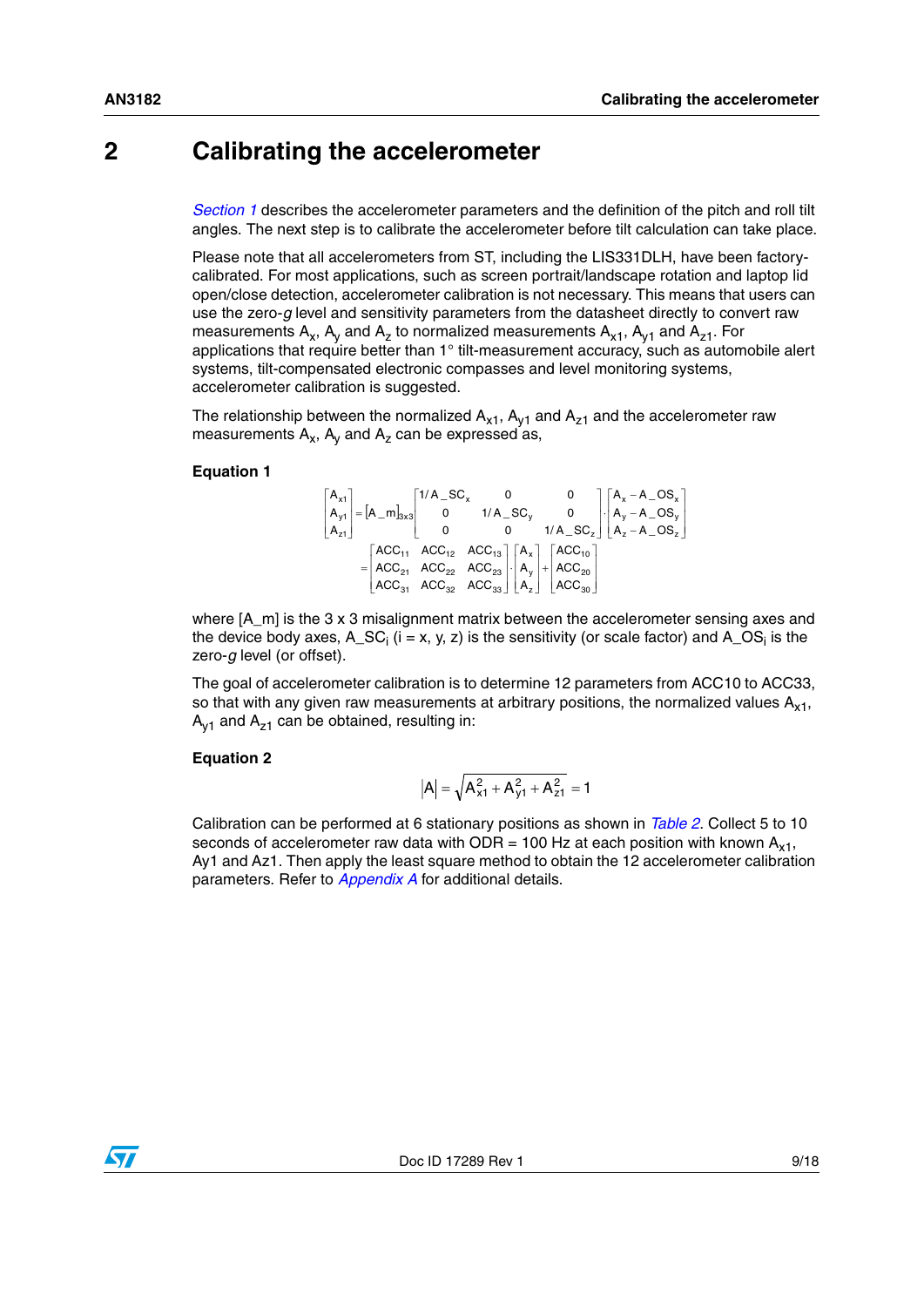# 2 Calibrating the accelerometer

*Section 1* describes the accelerometer parameters and the definition of the pitch and roll tilt angles. The next step is to calibrate the accelerometer before tilt calculation can take place.

Please note that all accelerometers from ST, including the LIS331DLH, have been factory-calibrated. For most applications, such as screen portrait/landscape rotation and laptop lid open/close detection, accelerometer calibration is not necessary. This means that users can use the zero-*g* level and sensitivity parameters from the datasheet directly to convert raw measurements $A_x$, $A_y$ and $A_z$ to normalized measurements $A_{x1}$, $A_{y1}$ and $A_{z1}$. For applications that require better than 1° tilt-measurement accuracy, such as automobile alert systems, tilt-compensated electronic compasses and level monitoring systems, accelerometer calibration is suggested.

The relationship between the normalized $A_{x1}$, $A_{y1}$ and $A_{z1}$ and the accelerometer raw measurements $A_x$, $A_y$ and $A_z$ can be expressed as,

**Equation 1**

$$\begin{bmatrix} A_{x1} \\ A_{y1} \\ A_{z1} \end{bmatrix} = [A\_m]_{3x3} \begin{bmatrix} 1/A\_SC_x & 0 & 0 \\ 0 & 1/A\_SC_y & 0 \\ 0 & 0 & 1/A\_SC_z \end{bmatrix} \cdot \begin{bmatrix} A_x - A\_OS_x \\ A_y - A\_OS_y \\ A_z - A\_OS_z \end{bmatrix}$$

$$= \begin{bmatrix} ACC_{11} & ACC_{12} & ACC_{13} \\ ACC_{21} & ACC_{22} & ACC_{23} \\ ACC_{31} & ACC_{32} & ACC_{33} \end{bmatrix} \cdot \begin{bmatrix} A_x \\ A_y \\ A_z \end{bmatrix} + \begin{bmatrix} ACC_{10} \\ ACC_{20} \\ ACC_{30} \end{bmatrix}$$

where [A_m] is the 3 x 3 misalignment matrix between the accelerometer sensing axes and the device body axes, $A\_SC_i$ (i = x, y, z) is the sensitivity (or scale factor) and $A\_OS_i$ is the zero-*g* level (or offset).

The goal of accelerometer calibration is to determine 12 parameters from ACC10 to ACC33, so that with any given raw measurements at arbitrary positions, the normalized values $A_{x1}$, $A_{y1}$ and $A_{z1}$ can be obtained, resulting in:

**Equation 2**

$$|A| = \sqrt{A_{x1}^2 + A_{y1}^2 + A_{z1}^2} = 1$$

Calibration can be performed at 6 stationary positions as shown in *Table 2*. Collect 5 to 10 seconds of accelerometer raw data with ODR = 100 Hz at each position with known $A_{x1}$, Ay1 and Az1. Then apply the least square method to obtain the 12 accelerometer calibration parameters. Refer to *Appendix A* for additional details.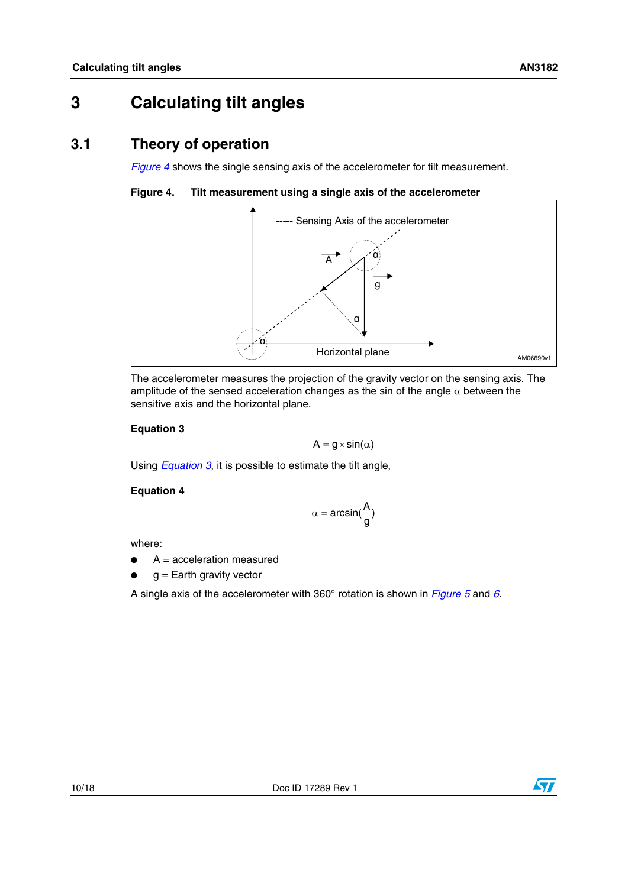# 3 Calculating tilt angles

## 3.1 Theory of operation

*Figure 4* shows the single sensing axis of the accelerometer for tilt measurement.

**Figure 4. Tilt measurement using a single axis of the accelerometer**

The accelerometer measures the projection of the gravity vector on the sensing axis. The amplitude of the sensed acceleration changes as the sin of the angle $\alpha$ between the sensitive axis and the horizontal plane.

**Equation 3**

$$A = g \times \sin(\alpha)$$

Using *Equation 3*, it is possible to estimate the tilt angle,

**Equation 4**

$$\alpha = \arcsin\left(\frac{A}{g}\right)$$

where:

- A = acceleration measured
- g = Earth gravity vector

A single axis of the accelerometer with 360° rotation is shown in *Figure 5* and *6*.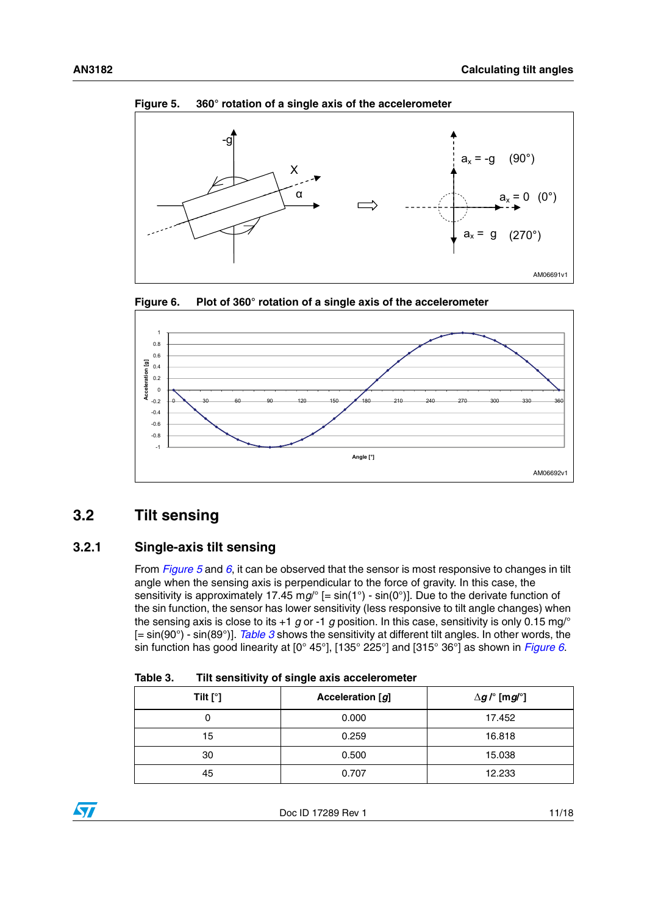Figure 5. 360° rotation of a single axis of the accelerometer

Figure 6. Plot of 360° rotation of a single axis of the accelerometer

## 3.2 Tilt sensing

### 3.2.1 Single-axis tilt sensing

From *Figure 5* and *6*, it can be observed that the sensor is most responsive to changes in tilt angle when the sensing axis is perpendicular to the force of gravity. In this case, the sensitivity is approximately 17.45 m*g*/° [= sin(1°) - sin(0°)]. Due to the derivate function of the sin function, the sensor has lower sensitivity (less responsive to tilt angle changes) when the sensing axis is close to its +1 *g* or -1 *g* position. In this case, sensitivity is only 0.15 mg/° [= sin(90°) - sin(89°)]. *Table 3* shows the sensitivity at different tilt angles. In other words, the sin function has good linearity at [0° 45°], [135° 225°] and [315° 36°] as shown in *Figure 6*.

Table 3. Tilt sensitivity of single axis accelerometer

| Tilt [°] | Acceleration [*g*] | $\Delta g$ /° [m*g*/°] |
|---|---|---|
| 0 | 0.000 | 17.452 |
| 15 | 0.259 | 16.818 |
| 30 | 0.500 | 15.038 |
| 45 | 0.707 | 12.233 |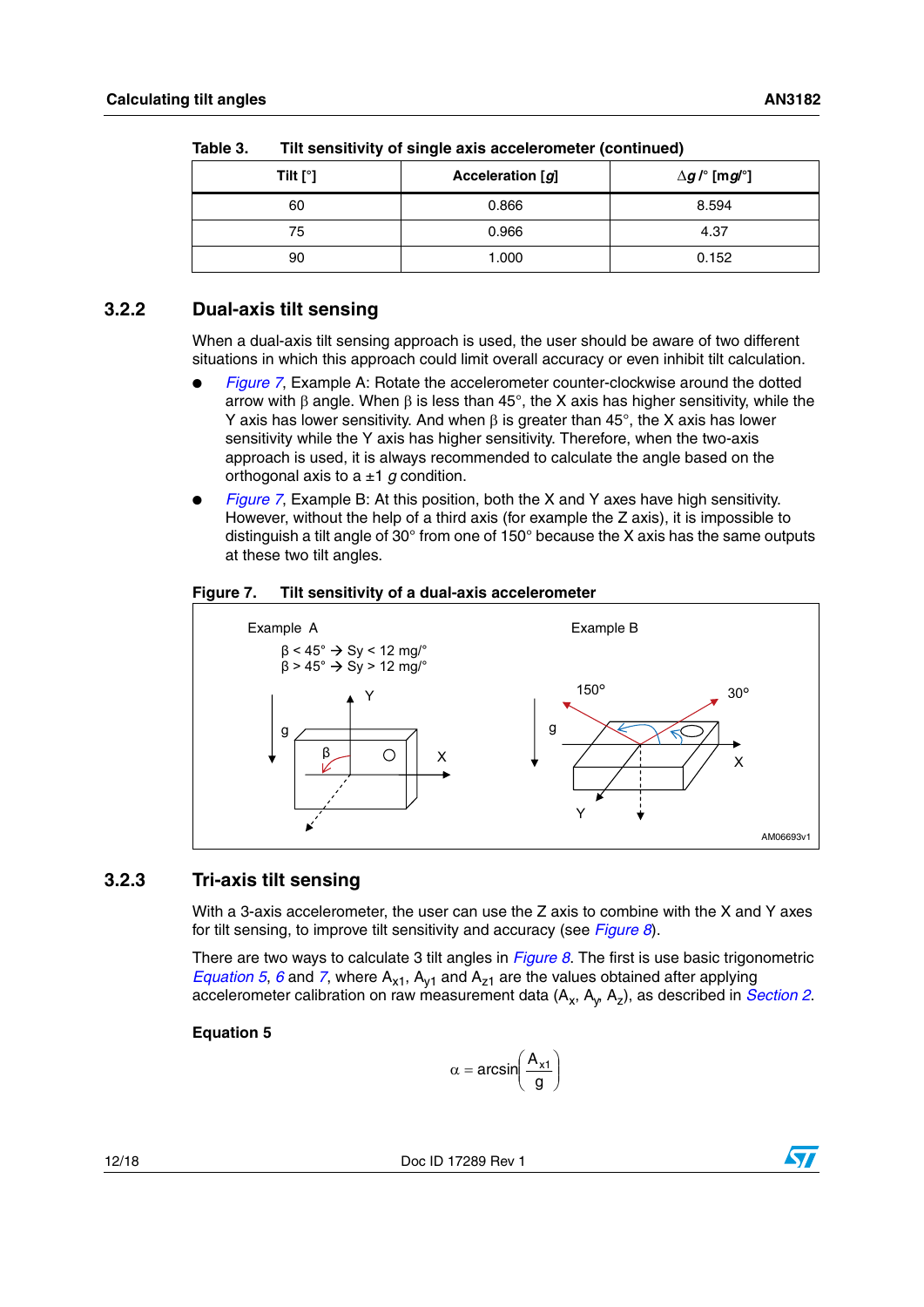Table 3. Tilt sensitivity of single axis accelerometer (continued)

| Tilt [°] | Acceleration [*g*] | $\Delta g$/° [m*g*/°] |
|---|---|---|
| 60 | 0.866 | 8.594 |
| 75 | 0.966 | 4.37 |
| 90 | 1.000 | 0.152 |

### 3.2.2 Dual-axis tilt sensing

When a dual-axis tilt sensing approach is used, the user should be aware of two different situations in which this approach could limit overall accuracy or even inhibit tilt calculation.

- *Figure 7*, Example A: Rotate the accelerometer counter-clockwise around the dotted arrow with $\beta$ angle. When $\beta$ is less than 45°, the X axis has higher sensitivity, while the Y axis has lower sensitivity. And when $\beta$ is greater than 45°, the X axis has lower sensitivity while the Y axis has higher sensitivity. Therefore, when the two-axis approach is used, it is always recommended to calculate the angle based on the orthogonal axis to a ±1 *g* condition.
- *Figure 7*, Example B: At this position, both the X and Y axes have high sensitivity. However, without the help of a third axis (for example the Z axis), it is impossible to distinguish a tilt angle of 30° from one of 150° because the X axis has the same outputs at these two tilt angles.

**Figure 7. Tilt sensitivity of a dual-axis accelerometer**

Example A

$\beta$ < 45° → Sy < 12 mg/°
$\beta$ > 45° → Sy > 12 mg/°

Example B

AM06693v1

### 3.2.3 Tri-axis tilt sensing

With a 3-axis accelerometer, the user can use the Z axis to combine with the X and Y axes for tilt sensing, to improve tilt sensitivity and accuracy (see *Figure 8*).

There are two ways to calculate 3 tilt angles in *Figure 8*. The first is use basic trigonometric *Equation 5*, *6* and *7*, where $A_{x1}$, $A_{y1}$ and $A_{z1}$ are the values obtained after applying accelerometer calibration on raw measurement data ($A_x$, $A_y$, $A_z$), as described in *Section 2*.

**Equation 5**

$$\alpha = \arcsin\left(\frac{A_{x1}}{g}\right)$$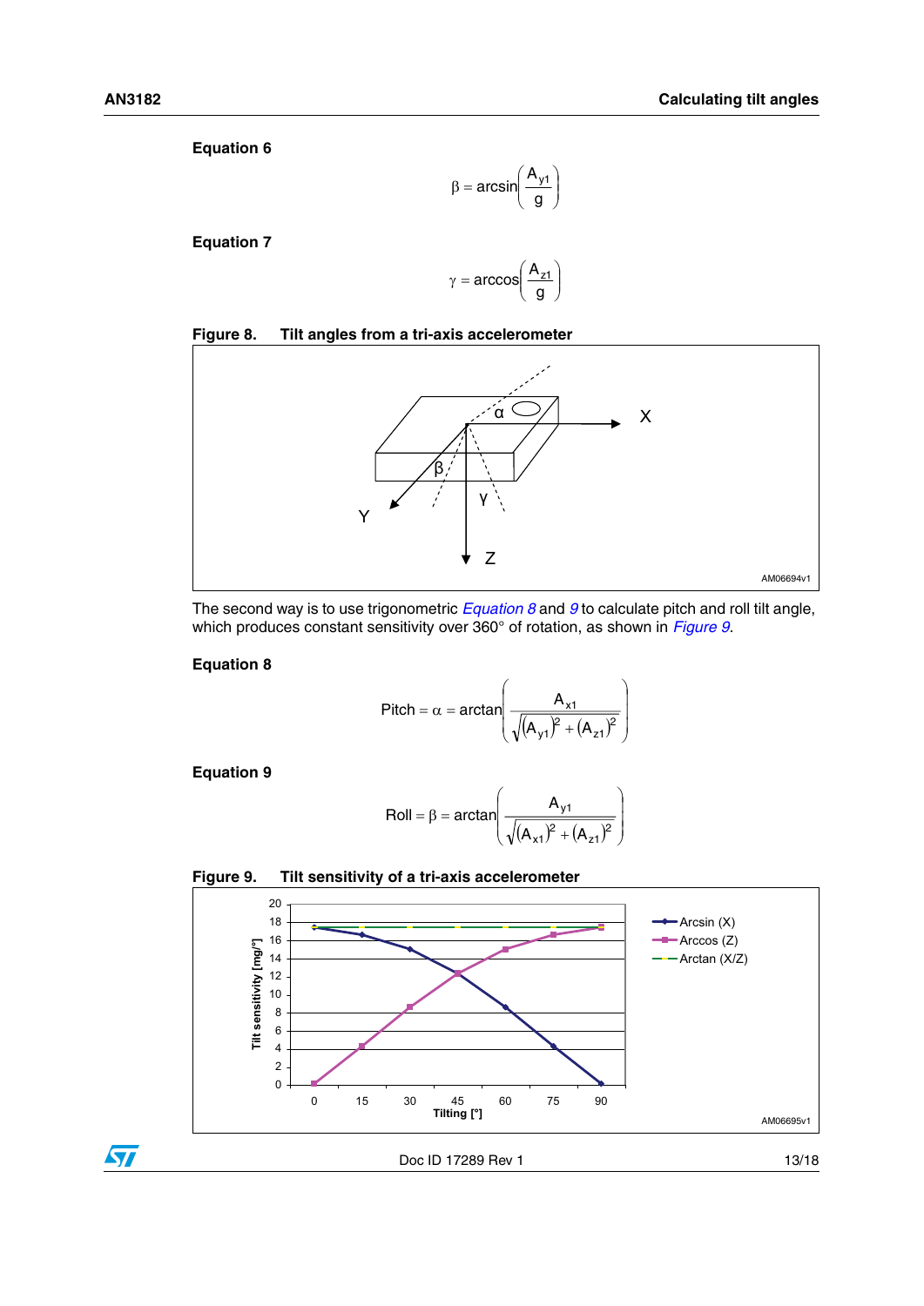**Equation 6**

$$\beta = \arcsin\left(\frac{A_{y1}}{g}\right)$$

**Equation 7**

$$\gamma = \arccos\left(\frac{A_{z1}}{g}\right)$$

**Figure 8. Tilt angles from a tri-axis accelerometer**

The second way is to use trigonometric *Equation 8* and *9* to calculate pitch and roll tilt angle, which produces constant sensitivity over 360° of rotation, as shown in *Figure 9*.

**Equation 8**

$$\text{Pitch} = \alpha = \arctan\left(\frac{A_{x1}}{\sqrt{(A_{y1})^2 + (A_{z1})^2}}\right)$$

**Equation 9**

$$\text{Roll} = \beta = \arctan\left(\frac{A_{y1}}{\sqrt{(A_{x1})^2 + (A_{z1})^2}}\right)$$

**Figure 9. Tilt sensitivity of a tri-axis accelerometer**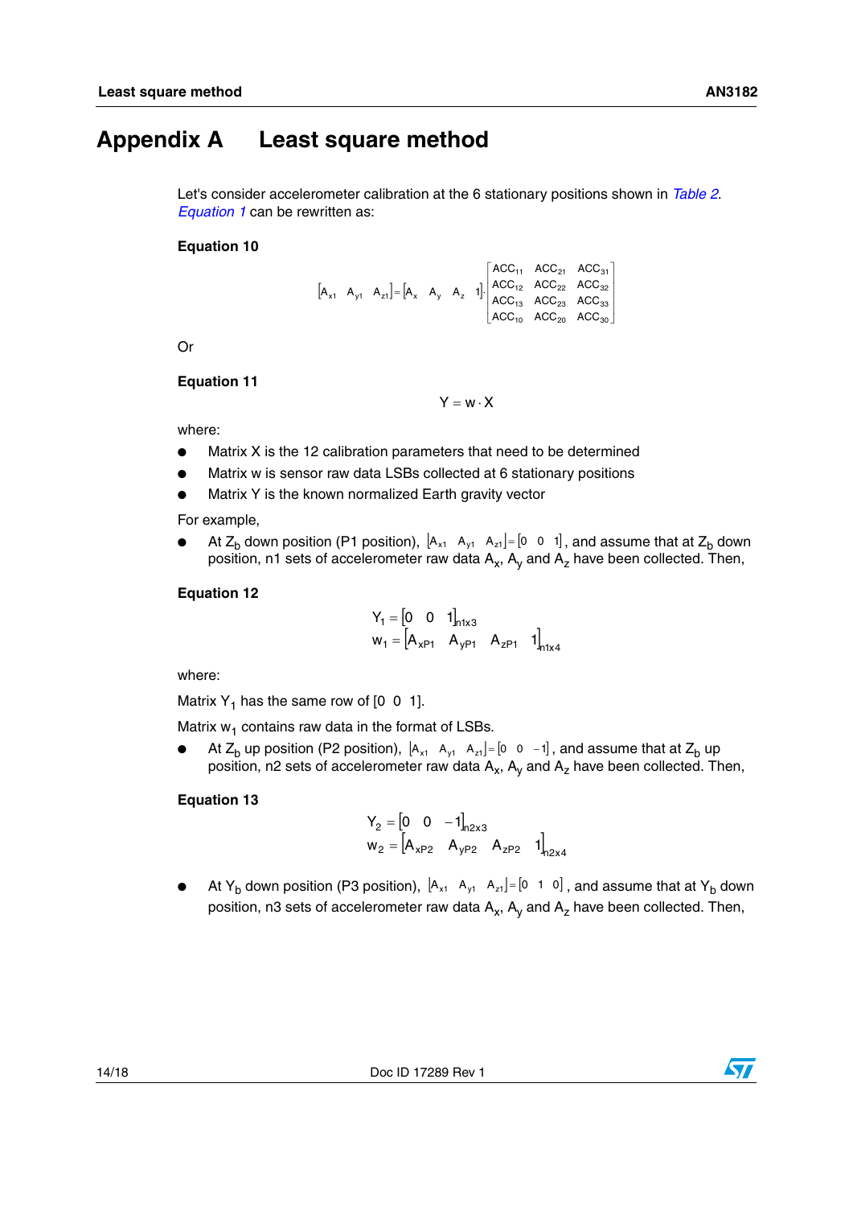# Appendix A Least square method

Let's consider accelerometer calibration at the 6 stationary positions shown in *Table 2*. *Equation 1* can be rewritten as:

**Equation 10**

$$\begin{bmatrix} A_{x1} & A_{y1} & A_{z1} \end{bmatrix} = \begin{bmatrix} A_x & A_y & A_z & 1 \end{bmatrix} \cdot \begin{bmatrix} ACC_{11} & ACC_{21} & ACC_{31} \\ ACC_{12} & ACC_{22} & ACC_{32} \\ ACC_{13} & ACC_{23} & ACC_{33} \\ ACC_{10} & ACC_{20} & ACC_{30} \end{bmatrix}$$

Or

**Equation 11**

$$Y = w \cdot X$$

where:

- Matrix X is the 12 calibration parameters that need to be determined
- Matrix w is sensor raw data LSBs collected at 6 stationary positions
- Matrix Y is the known normalized Earth gravity vector

For example,

- At $Z_b$ down position (P1 position), $\begin{bmatrix} A_{x1} & A_{y1} & A_{z1} \end{bmatrix} = \begin{bmatrix} 0 & 0 & 1 \end{bmatrix}$, and assume that at $Z_b$ down position, n1 sets of accelerometer raw data $A_x$, $A_y$ and $A_z$ have been collected. Then,

**Equation 12**

$$Y_1 = \begin{bmatrix} 0 & 0 & 1 \end{bmatrix}_{n1x3}$$
$$w_1 = \begin{bmatrix} A_{xP1} & A_{yP1} & A_{zP1} & 1 \end{bmatrix}_{n1x4}$$

where:

Matrix $Y_1$ has the same row of [0 0 1].

Matrix $w_1$ contains raw data in the format of LSBs.

- At $Z_b$ up position (P2 position), $\begin{bmatrix} A_{x1} & A_{y1} & A_{z1} \end{bmatrix} = \begin{bmatrix} 0 & 0 & -1 \end{bmatrix}$, and assume that at $Z_b$ up position, n2 sets of accelerometer raw data $A_x$, $A_y$ and $A_z$ have been collected. Then,

**Equation 13**

$$Y_2 = \begin{bmatrix} 0 & 0 & -1 \end{bmatrix}_{n2x3}$$
$$w_2 = \begin{bmatrix} A_{xP2} & A_{yP2} & A_{zP2} & 1 \end{bmatrix}_{n2x4}$$

- At $Y_b$ down position (P3 position), $\begin{bmatrix} A_{x1} & A_{y1} & A_{z1} \end{bmatrix} = \begin{bmatrix} 0 & 1 & 0 \end{bmatrix}$, and assume that at $Y_b$ down position, n3 sets of accelerometer raw data $A_x$, $A_y$ and $A_z$ have been collected. Then,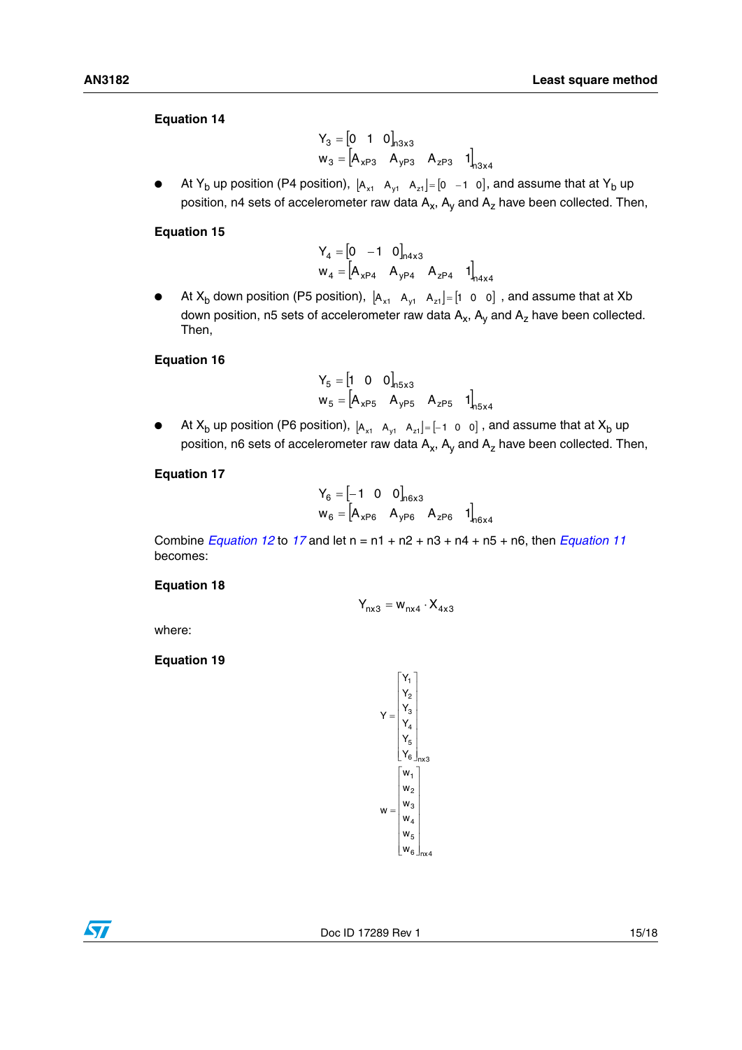**Equation 14**

$$Y_3 = \begin{bmatrix} 0 & 1 & 0 \end{bmatrix}_{n3x3}$$
$$w_3 = \begin{bmatrix} A_{xP3} & A_{yP3} & A_{zP3} & 1 \end{bmatrix}_{n3x4}$$

- At $Y_b$ up position (P4 position), $\begin{bmatrix} A_{x1} & A_{y1} & A_{z1} \end{bmatrix} = \begin{bmatrix} 0 & -1 & 0 \end{bmatrix}$, and assume that at $Y_b$ up position, n4 sets of accelerometer raw data $A_x$, $A_y$ and $A_z$ have been collected. Then,

**Equation 15**

$$Y_4 = \begin{bmatrix} 0 & -1 & 0 \end{bmatrix}_{n4x3}$$
$$w_4 = \begin{bmatrix} A_{xP4} & A_{yP4} & A_{zP4} & 1 \end{bmatrix}_{n4x4}$$

- At $X_b$ down position (P5 position), $\begin{bmatrix} A_{x1} & A_{y1} & A_{z1} \end{bmatrix} = \begin{bmatrix} 1 & 0 & 0 \end{bmatrix}$ , and assume that at Xb down position, n5 sets of accelerometer raw data $A_x$, $A_y$ and $A_z$ have been collected. Then,

**Equation 16**

$$Y_5 = \begin{bmatrix} 1 & 0 & 0 \end{bmatrix}_{n5x3}$$
$$w_5 = \begin{bmatrix} A_{xP5} & A_{yP5} & A_{zP5} & 1 \end{bmatrix}_{n5x4}$$

- At $X_b$ up position (P6 position), $\begin{bmatrix} A_{x1} & A_{y1} & A_{z1} \end{bmatrix} = \begin{bmatrix} -1 & 0 & 0 \end{bmatrix}$ , and assume that at $X_b$ up position, n6 sets of accelerometer raw data $A_x$, $A_y$ and $A_z$ have been collected. Then,

**Equation 17**

$$Y_6 = \begin{bmatrix} -1 & 0 & 0 \end{bmatrix}_{n6x3}$$
$$w_6 = \begin{bmatrix} A_{xP6} & A_{yP6} & A_{zP6} & 1 \end{bmatrix}_{n6x4}$$

Combine *Equation 12* to *17* and let n = n1 + n2 + n3 + n4 + n5 + n6, then *Equation 11* becomes:

**Equation 18**

$$Y_{nx3} = w_{nx4} \cdot X_{4x3}$$

where:

**Equation 19**

$$Y = \begin{bmatrix} Y_1 \\ Y_2 \\ Y_3 \\ Y_4 \\ Y_5 \\ Y_6 \end{bmatrix}_{nx3}$$

$$w = \begin{bmatrix} w_1 \\ w_2 \\ w_3 \\ w_4 \\ w_5 \\ w_6 \end{bmatrix}_{nx4}$$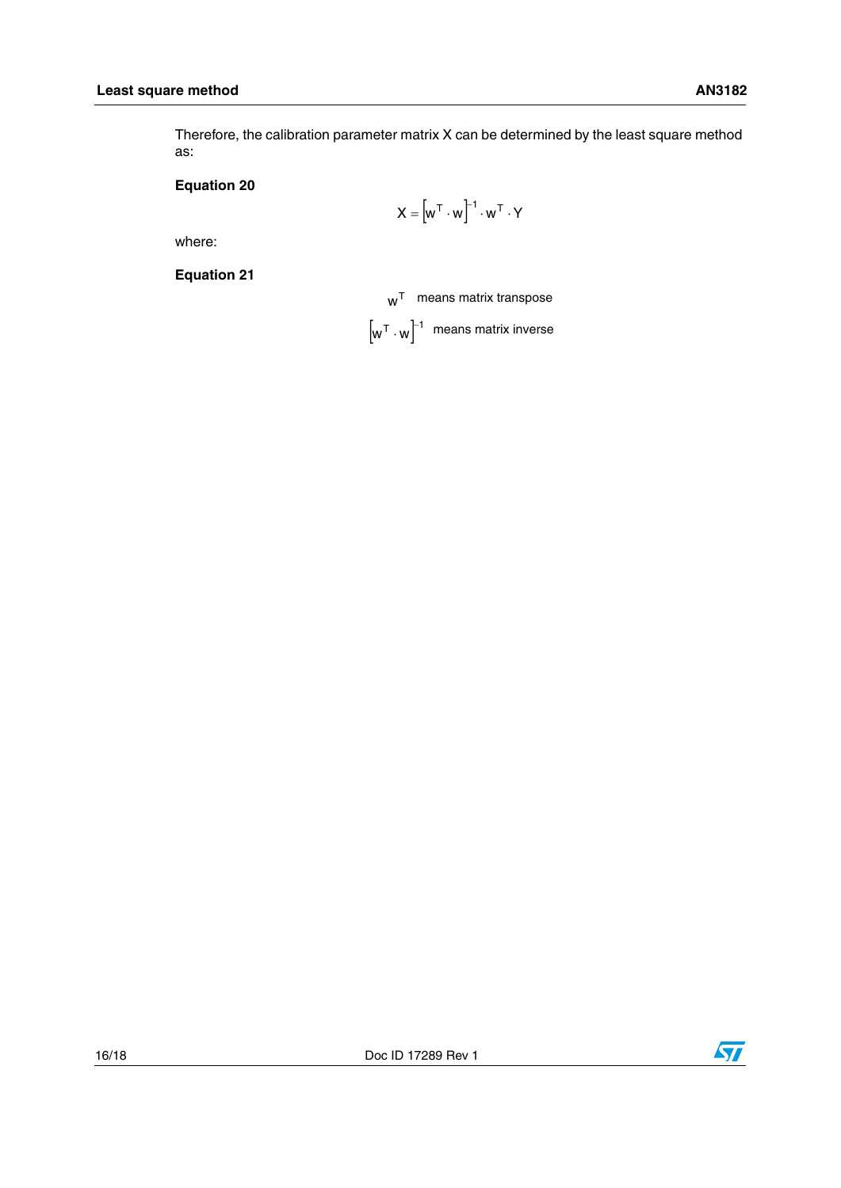Therefore, the calibration parameter matrix X can be determined by the least square method as:

**Equation 20**

$$X = \left[w^T \cdot w\right]^{-1} \cdot w^T \cdot Y$$

where:

**Equation 21**

$w^T$ means matrix transpose

$\left[w^T \cdot w\right]^{-1}$ means matrix inverse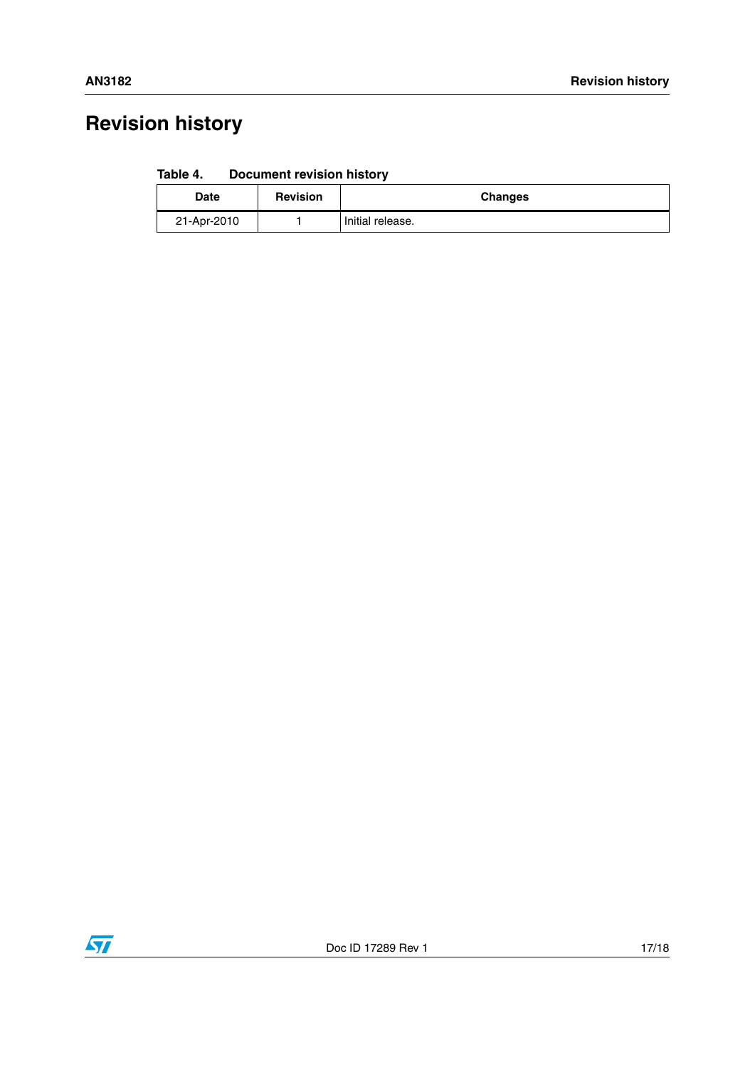# Revision history

**Table 4. Document revision history**

| Date | Revision | Changes |
|---|---|---|
| 21-Apr-2010 | 1 | Initial release. |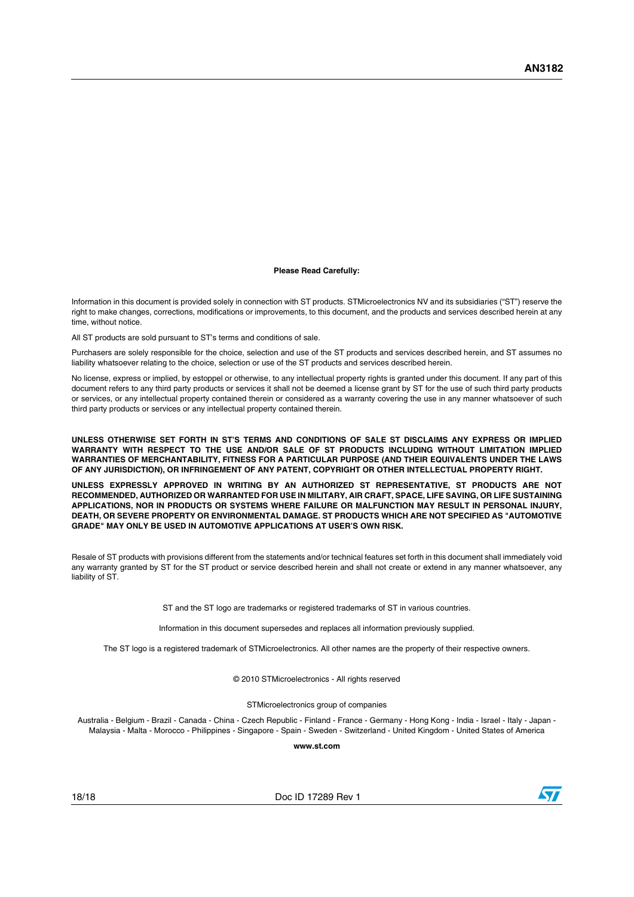**Please Read Carefully:**

Information in this document is provided solely in connection with ST products. STMicroelectronics NV and its subsidiaries ("ST") reserve the right to make changes, corrections, modifications or improvements, to this document, and the products and services described herein at any time, without notice.

All ST products are sold pursuant to ST's terms and conditions of sale.

Purchasers are solely responsible for the choice, selection and use of the ST products and services described herein, and ST assumes no liability whatsoever relating to the choice, selection or use of the ST products and services described herein.

No license, express or implied, by estoppel or otherwise, to any intellectual property rights is granted under this document. If any part of this document refers to any third party products or services it shall not be deemed a license grant by ST for the use of such third party products or services, or any intellectual property contained therein or considered as a warranty covering the use in any manner whatsoever of such third party products or services or any intellectual property contained therein.

**UNLESS OTHERWISE SET FORTH IN ST'S TERMS AND CONDITIONS OF SALE ST DISCLAIMS ANY EXPRESS OR IMPLIED WARRANTY WITH RESPECT TO THE USE AND/OR SALE OF ST PRODUCTS INCLUDING WITHOUT LIMITATION IMPLIED WARRANTIES OF MERCHANTABILITY, FITNESS FOR A PARTICULAR PURPOSE (AND THEIR EQUIVALENTS UNDER THE LAWS OF ANY JURISDICTION), OR INFRINGEMENT OF ANY PATENT, COPYRIGHT OR OTHER INTELLECTUAL PROPERTY RIGHT.**

**UNLESS EXPRESSLY APPROVED IN WRITING BY AN AUTHORIZED ST REPRESENTATIVE, ST PRODUCTS ARE NOT RECOMMENDED, AUTHORIZED OR WARRANTED FOR USE IN MILITARY, AIR CRAFT, SPACE, LIFE SAVING, OR LIFE SUSTAINING APPLICATIONS, NOR IN PRODUCTS OR SYSTEMS WHERE FAILURE OR MALFUNCTION MAY RESULT IN PERSONAL INJURY, DEATH, OR SEVERE PROPERTY OR ENVIRONMENTAL DAMAGE. ST PRODUCTS WHICH ARE NOT SPECIFIED AS "AUTOMOTIVE GRADE" MAY ONLY BE USED IN AUTOMOTIVE APPLICATIONS AT USER'S OWN RISK.**

Resale of ST products with provisions different from the statements and/or technical features set forth in this document shall immediately void any warranty granted by ST for the ST product or service described herein and shall not create or extend in any manner whatsoever, any liability of ST.

ST and the ST logo are trademarks or registered trademarks of ST in various countries.

Information in this document supersedes and replaces all information previously supplied.

The ST logo is a registered trademark of STMicroelectronics. All other names are the property of their respective owners.

© 2010 STMicroelectronics - All rights reserved

STMicroelectronics group of companies

Australia - Belgium - Brazil - Canada - China - Czech Republic - Finland - France - Germany - Hong Kong - India - Israel - Italy - Japan - Malaysia - Malta - Morocco - Philippines - Singapore - Spain - Sweden - Switzerland - United Kingdom - United States of America

**www.st.com**